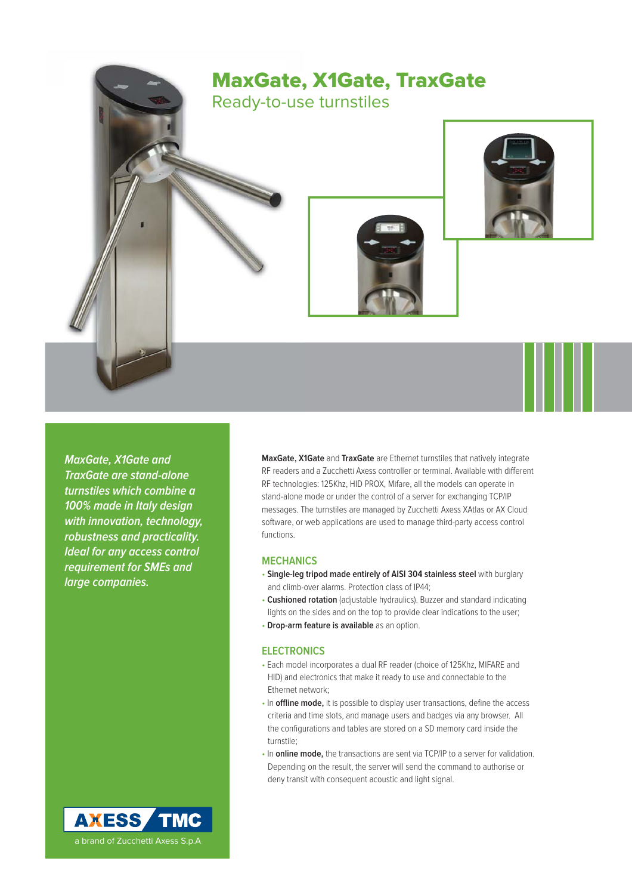# MaxGate, X1Gate, TraxGate

## Ready-to-use turnstiles

***MaxGate, X1Gate and TraxGate are stand-alone turnstiles which combine a 100% made in Italy design with innovation, technology, robustness and practicality. Ideal for any access control requirement for SMEs and large companies.***

**MaxGate, X1Gate** and **TraxGate** are Ethernet turnstiles that natively integrate RF readers and a Zucchetti Axess controller or terminal. Available with different RF technologies: 125Khz, HID PROX, Mifare, all the models can operate in stand-alone mode or under the control of a server for exchanging TCP/IP messages. The turnstiles are managed by Zucchetti Axess XAtlas or AX Cloud software, or web applications are used to manage third-party access control functions.

### MECHANICS

- **Single-leg tripod made entirely of AISI 304 stainless steel** with burglary and climb-over alarms. Protection class of IP44;
- **Cushioned rotation** (adjustable hydraulics). Buzzer and standard indicating lights on the sides and on the top to provide clear indications to the user;
- **Drop-arm feature is available** as an option.

### ELECTRONICS

- Each model incorporates a dual RF reader (choice of 125Khz, MIFARE and HID) and electronics that make it ready to use and connectable to the Ethernet network;
- In **offline mode,** it is possible to display user transactions, define the access criteria and time slots, and manage users and badges via any browser. All the configurations and tables are stored on a SD memory card inside the turnstile;
- In **online mode,** the transactions are sent via TCP/IP to a server for validation. Depending on the result, the server will send the command to authorise or deny transit with consequent acoustic and light signal.

AXESS TMC

a brand of Zucchetti Axess S.p.A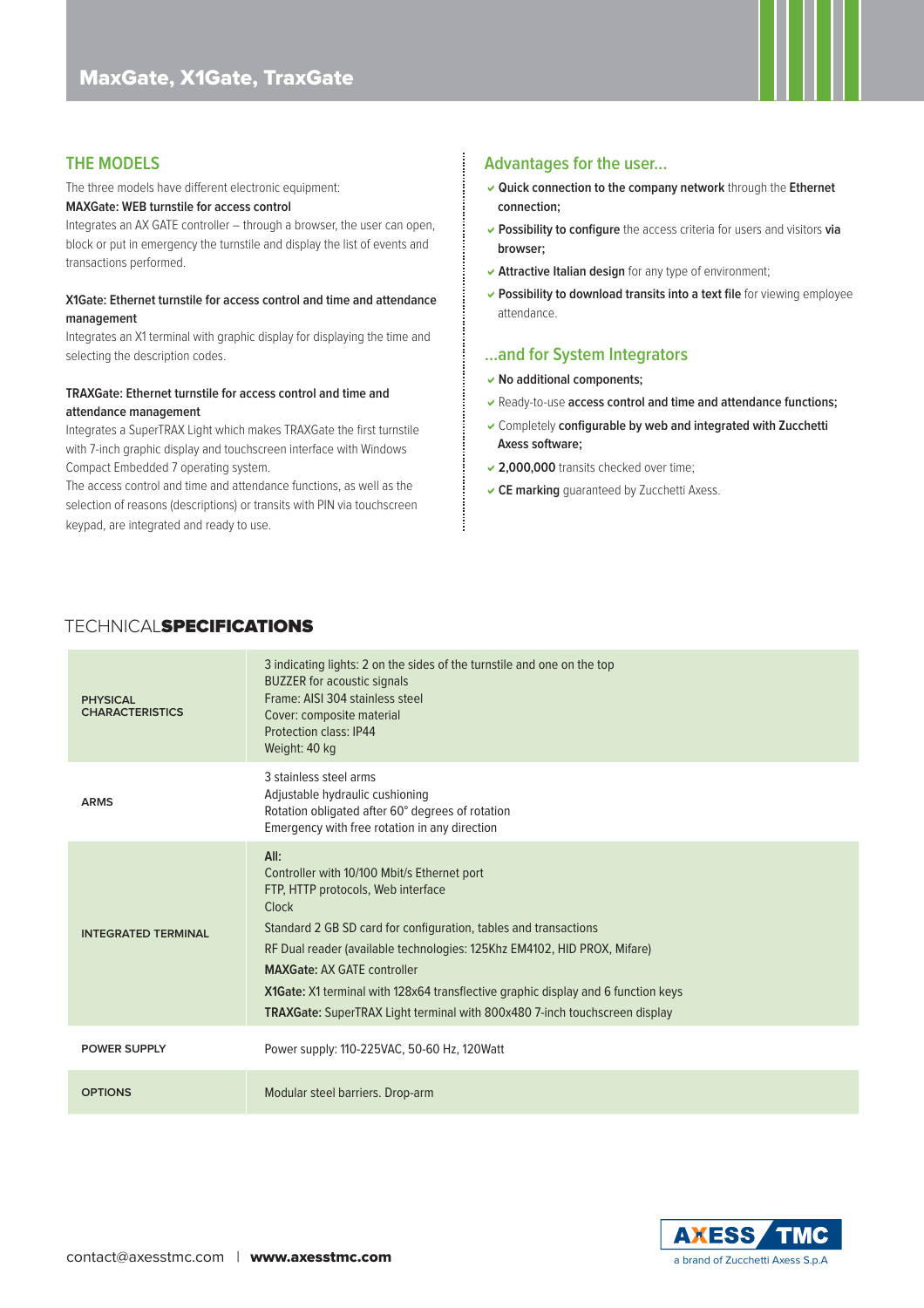# MaxGate, X1Gate, TraxGate

## THE MODELS

The three models have different electronic equipment:

**MAXGate: WEB turnstile for access control**

Integrates an AX GATE controller – through a browser, the user can open, block or put in emergency the turnstile and display the list of events and transactions performed.

**X1Gate: Ethernet turnstile for access control and time and attendance management**

Integrates an X1 terminal with graphic display for displaying the time and selecting the description codes.

**TRAXGate: Ethernet turnstile for access control and time and attendance management**

Integrates a SuperTRAX Light which makes TRAXGate the first turnstile with 7-inch graphic display and touchscreen interface with Windows Compact Embedded 7 operating system.

The access control and time and attendance functions, as well as the selection of reasons (descriptions) or transits with PIN via touchscreen keypad, are integrated and ready to use.

## Advantages for the user...

- **Quick connection to the company network** through the **Ethernet connection;**
- **Possibility to configure** the access criteria for users and visitors **via browser;**
- **Attractive Italian design** for any type of environment;
- **Possibility to download transits into a text file** for viewing employee attendance.

## ...and for System Integrators

- **No additional components;**
- Ready-to-use **access control and time and attendance functions;**
- Completely **configurable by web and integrated with Zucchetti Axess software;**
- **2,000,000** transits checked over time;
- **CE marking** guaranteed by Zucchetti Axess.

## TECHNICAL**SPECIFICATIONS**

| | |
|---|---|
| **PHYSICAL CHARACTERISTICS** | 3 indicating lights: 2 on the sides of the turnstile and one on the top<br>BUZZER for acoustic signals<br>Frame: AISI 304 stainless steel<br>Cover: composite material<br>Protection class: IP44<br>Weight: 40 kg |
| **ARMS** | 3 stainless steel arms<br>Adjustable hydraulic cushioning<br>Rotation obligated after 60° degrees of rotation<br>Emergency with free rotation in any direction |
| **INTEGRATED TERMINAL** | **All:**<br>Controller with 10/100 Mbit/s Ethernet port<br>FTP, HTTP protocols, Web interface<br>Clock<br>Standard 2 GB SD card for configuration, tables and transactions<br>RF Dual reader (available technologies: 125Khz EM4102, HID PROX, Mifare)<br>**MAXGate:** AX GATE controller<br>**X1Gate:** X1 terminal with 128x64 transflective graphic display and 6 function keys<br>**TRAXGate:** SuperTRAX Light terminal with 800x480 7-inch touchscreen display |
| **POWER SUPPLY** | Power supply: 110-225VAC, 50-60 Hz, 120Watt |
| **OPTIONS** | Modular steel barriers. Drop-arm |

contact@axesstmc.com | **www.axesstmc.com**

AXESS TMC
a brand of Zucchetti Axess S.p.A